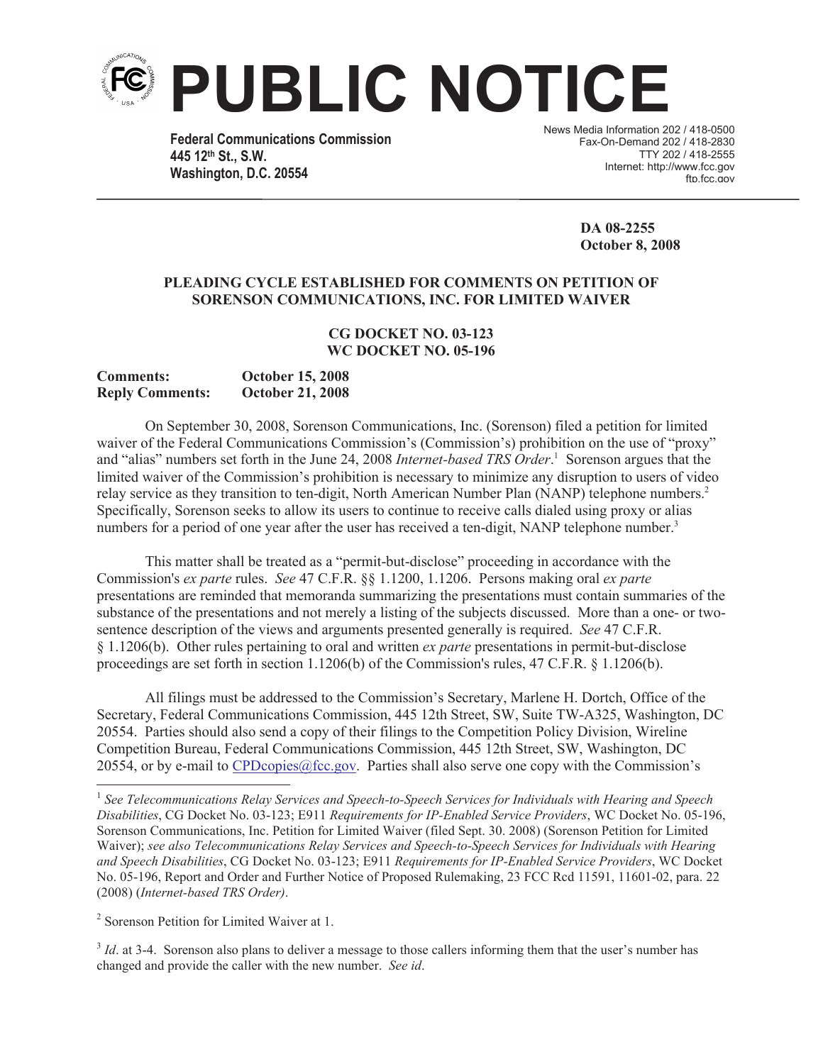# PUBLIC NOTICE

**Federal Communications Commission**
**445 12th St., S.W.**
**Washington, D.C. 20554**

News Media Information 202 / 418-0500
Fax-On-Demand 202 / 418-2830
TTY 202 / 418-2555
Internet: http://www.fcc.gov
ftp.fcc.gov

**DA 08-2255**
**October 8, 2008**

**PLEADING CYCLE ESTABLISHED FOR COMMENTS ON PETITION OF SORENSON COMMUNICATIONS, INC. FOR LIMITED WAIVER**

**CG DOCKET NO. 03-123**
**WC DOCKET NO. 05-196**

**Comments:** **October 15, 2008**
**Reply Comments:** **October 21, 2008**

On September 30, 2008, Sorenson Communications, Inc. (Sorenson) filed a petition for limited waiver of the Federal Communications Commission's (Commission's) prohibition on the use of "proxy" and "alias" numbers set forth in the June 24, 2008 *Internet-based TRS Order*.[1] Sorenson argues that the limited waiver of the Commission's prohibition is necessary to minimize any disruption to users of video relay service as they transition to ten-digit, North American Number Plan (NANP) telephone numbers.[2] Specifically, Sorenson seeks to allow its users to continue to receive calls dialed using proxy or alias numbers for a period of one year after the user has received a ten-digit, NANP telephone number.[3]

This matter shall be treated as a "permit-but-disclose" proceeding in accordance with the Commission's *ex parte* rules. *See* 47 C.F.R. §§ 1.1200, 1.1206. Persons making oral *ex parte* presentations are reminded that memoranda summarizing the presentations must contain summaries of the substance of the presentations and not merely a listing of the subjects discussed. More than a one- or two-sentence description of the views and arguments presented generally is required. *See* 47 C.F.R. § 1.1206(b). Other rules pertaining to oral and written *ex parte* presentations in permit-but-disclose proceedings are set forth in section 1.1206(b) of the Commission's rules, 47 C.F.R. § 1.1206(b).

All filings must be addressed to the Commission's Secretary, Marlene H. Dortch, Office of the Secretary, Federal Communications Commission, 445 12th Street, SW, Suite TW-A325, Washington, DC 20554. Parties should also send a copy of their filings to the Competition Policy Division, Wireline Competition Bureau, Federal Communications Commission, 445 12th Street, SW, Washington, DC 20554, or by e-mail to CPDcopies@fcc.gov. Parties shall also serve one copy with the Commission's

---

[1] *See Telecommunications Relay Services and Speech-to-Speech Services for Individuals with Hearing and Speech Disabilities*, CG Docket No. 03-123; E911 *Requirements for IP-Enabled Service Providers*, WC Docket No. 05-196, Sorenson Communications, Inc. Petition for Limited Waiver (filed Sept. 30. 2008) (Sorenson Petition for Limited Waiver); *see also Telecommunications Relay Services and Speech-to-Speech Services for Individuals with Hearing and Speech Disabilities*, CG Docket No. 03-123; E911 *Requirements for IP-Enabled Service Providers*, WC Docket No. 05-196, Report and Order and Further Notice of Proposed Rulemaking, 23 FCC Rcd 11591, 11601-02, para. 22 (2008) (*Internet-based TRS Order)*.

[2] Sorenson Petition for Limited Waiver at 1.

[3] *Id*. at 3-4. Sorenson also plans to deliver a message to those callers informing them that the user's number has changed and provide the caller with the new number. *See id*.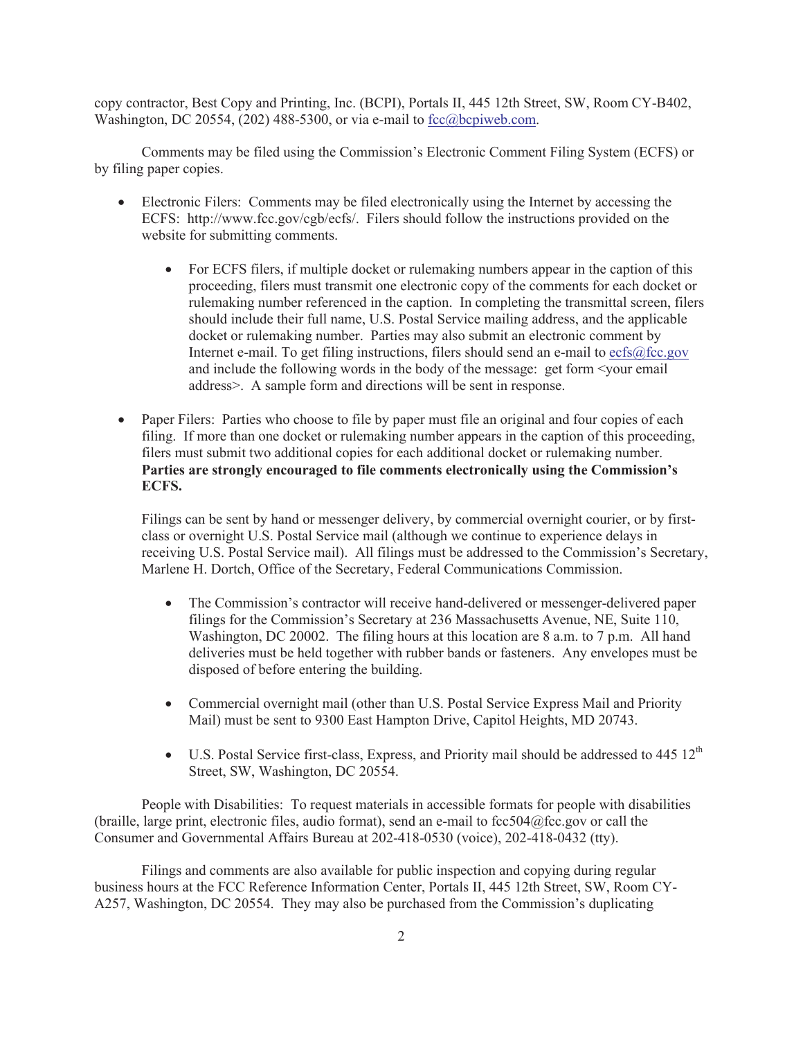copy contractor, Best Copy and Printing, Inc. (BCPI), Portals II, 445 12th Street, SW, Room CY-B402, Washington, DC 20554, (202) 488-5300, or via e-mail to fcc@bcpiweb.com.

Comments may be filed using the Commission's Electronic Comment Filing System (ECFS) or by filing paper copies.

- Electronic Filers: Comments may be filed electronically using the Internet by accessing the ECFS: http://www.fcc.gov/cgb/ecfs/. Filers should follow the instructions provided on the website for submitting comments.

  - For ECFS filers, if multiple docket or rulemaking numbers appear in the caption of this proceeding, filers must transmit one electronic copy of the comments for each docket or rulemaking number referenced in the caption. In completing the transmittal screen, filers should include their full name, U.S. Postal Service mailing address, and the applicable docket or rulemaking number. Parties may also submit an electronic comment by Internet e-mail. To get filing instructions, filers should send an e-mail to ecfs@fcc.gov and include the following words in the body of the message: get form <your email address>. A sample form and directions will be sent in response.

- Paper Filers: Parties who choose to file by paper must file an original and four copies of each filing. If more than one docket or rulemaking number appears in the caption of this proceeding, filers must submit two additional copies for each additional docket or rulemaking number. **Parties are strongly encouraged to file comments electronically using the Commission's ECFS.**

  Filings can be sent by hand or messenger delivery, by commercial overnight courier, or by first-class or overnight U.S. Postal Service mail (although we continue to experience delays in receiving U.S. Postal Service mail). All filings must be addressed to the Commission's Secretary, Marlene H. Dortch, Office of the Secretary, Federal Communications Commission.

  - The Commission's contractor will receive hand-delivered or messenger-delivered paper filings for the Commission's Secretary at 236 Massachusetts Avenue, NE, Suite 110, Washington, DC 20002. The filing hours at this location are 8 a.m. to 7 p.m. All hand deliveries must be held together with rubber bands or fasteners. Any envelopes must be disposed of before entering the building.

  - Commercial overnight mail (other than U.S. Postal Service Express Mail and Priority Mail) must be sent to 9300 East Hampton Drive, Capitol Heights, MD 20743.

  - U.S. Postal Service first-class, Express, and Priority mail should be addressed to 445 12th Street, SW, Washington, DC 20554.

People with Disabilities: To request materials in accessible formats for people with disabilities (braille, large print, electronic files, audio format), send an e-mail to fcc504@fcc.gov or call the Consumer and Governmental Affairs Bureau at 202-418-0530 (voice), 202-418-0432 (tty).

Filings and comments are also available for public inspection and copying during regular business hours at the FCC Reference Information Center, Portals II, 445 12th Street, SW, Room CY-A257, Washington, DC 20554. They may also be purchased from the Commission's duplicating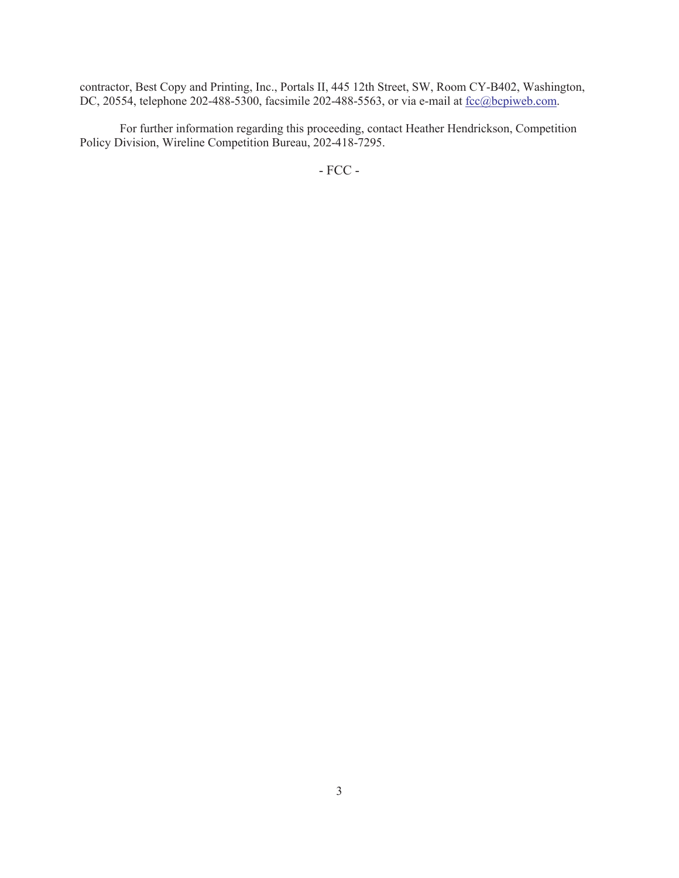contractor, Best Copy and Printing, Inc., Portals II, 445 12th Street, SW, Room CY-B402, Washington, DC, 20554, telephone 202-488-5300, facsimile 202-488-5563, or via e-mail at fcc@bcpiweb.com.

For further information regarding this proceeding, contact Heather Hendrickson, Competition Policy Division, Wireline Competition Bureau, 202-418-7295.

- FCC -